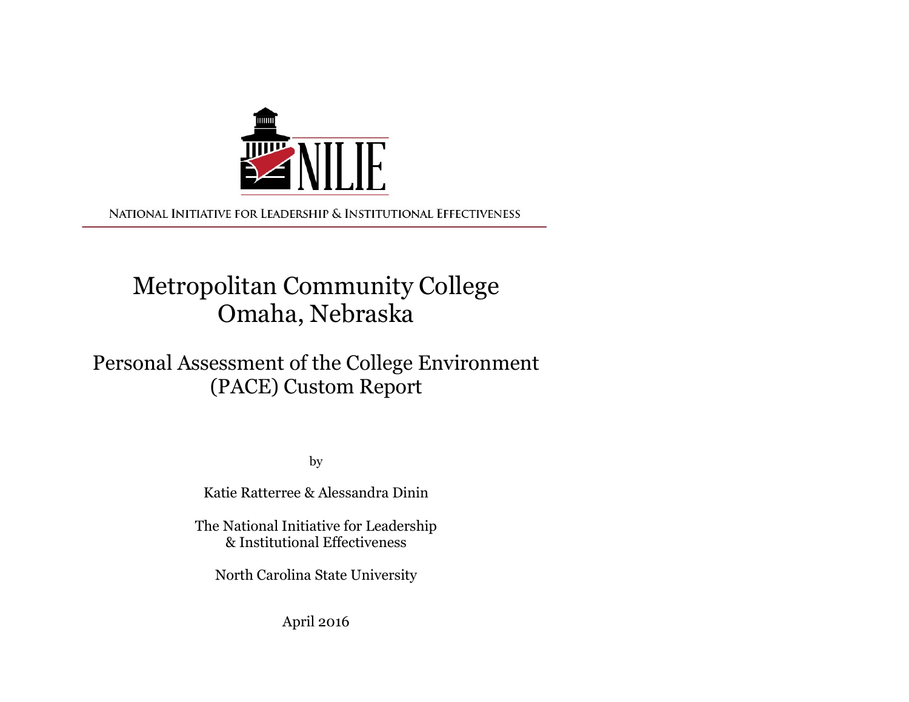NILIE

NATIONAL INITIATIVE FOR LEADERSHIP & INSTITUTIONAL EFFECTIVENESS

# Metropolitan Community College
# Omaha, Nebraska

## Personal Assessment of the College Environment (PACE) Custom Report

by

Katie Ratterree & Alessandra Dinin

The National Initiative for Leadership & Institutional Effectiveness

North Carolina State University

April 2016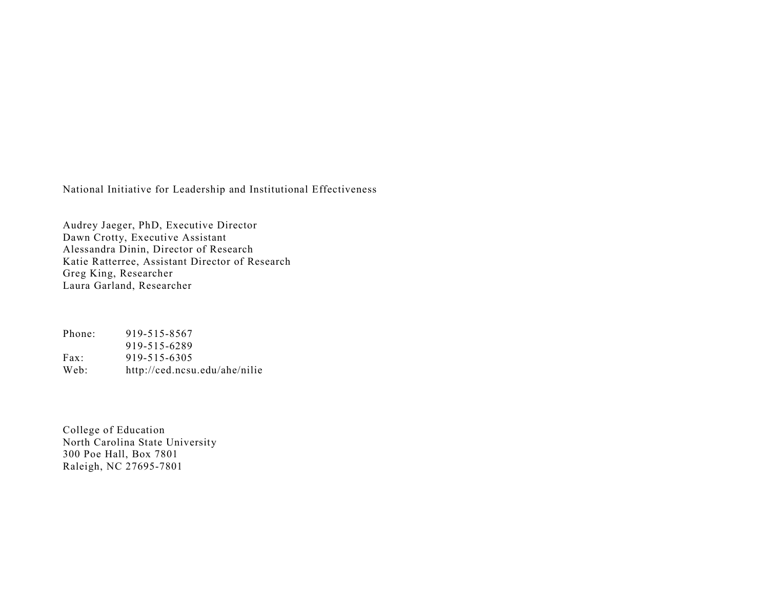National Initiative for Leadership and Institutional Effectiveness

Audrey Jaeger, PhD, Executive Director
Dawn Crotty, Executive Assistant
Alessandra Dinin, Director of Research
Katie Ratterree, Assistant Director of Research
Greg King, Researcher
Laura Garland, Researcher

| | |
|---|---|
| Phone: | 919-515-8567 |
| | 919-515-6289 |
| Fax: | 919-515-6305 |
| Web: | http://ced.ncsu.edu/ahe/nilie |

College of Education
North Carolina State University
300 Poe Hall, Box 7801
Raleigh, NC 27695-7801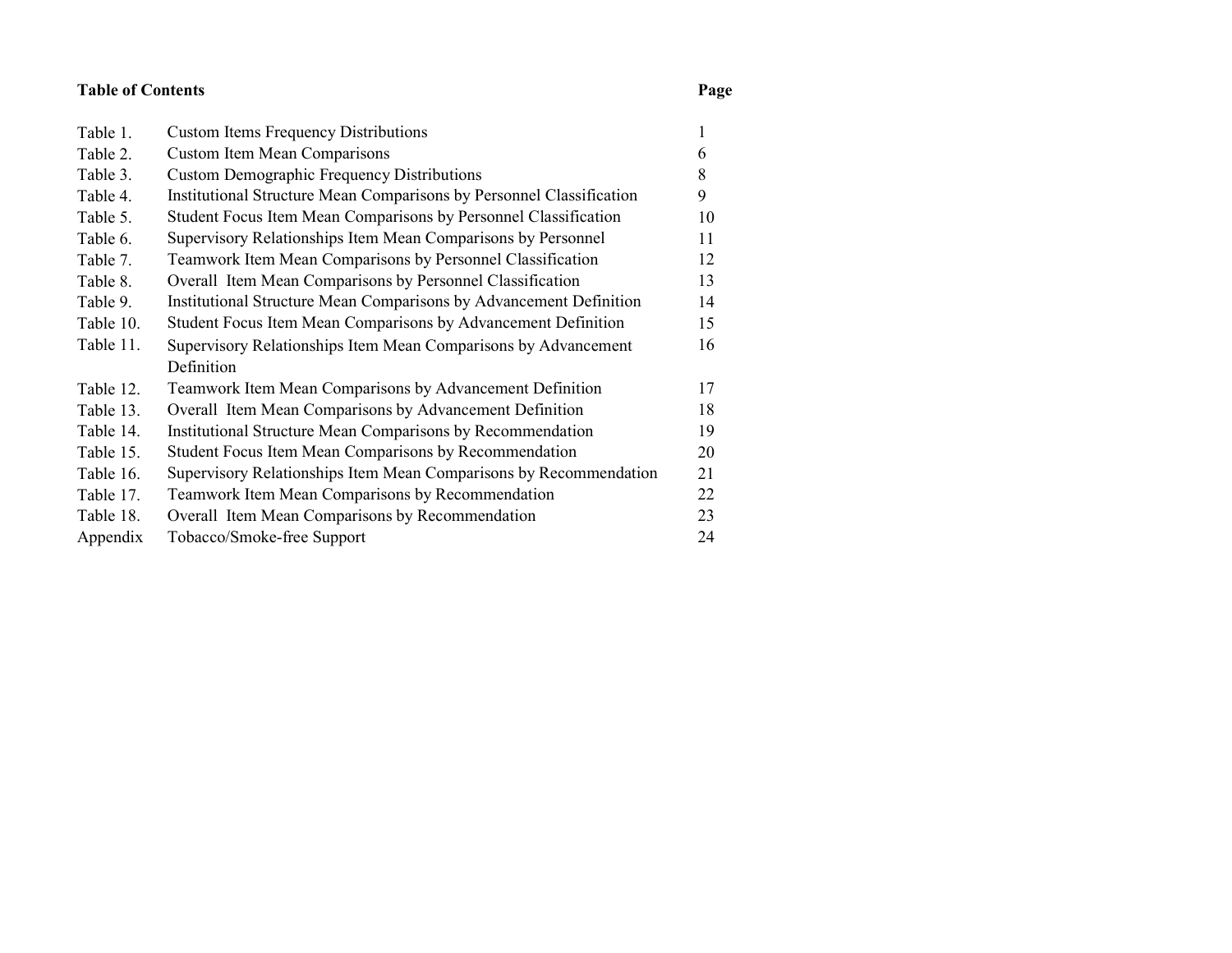## Table of Contents

| | | Page |
|---|---|---|
| Table 1. | Custom Items Frequency Distributions | 1 |
| Table 2. | Custom Item Mean Comparisons | 6 |
| Table 3. | Custom Demographic Frequency Distributions | 8 |
| Table 4. | Institutional Structure Mean Comparisons by Personnel Classification | 9 |
| Table 5. | Student Focus Item Mean Comparisons by Personnel Classification | 10 |
| Table 6. | Supervisory Relationships Item Mean Comparisons by Personnel | 11 |
| Table 7. | Teamwork Item Mean Comparisons by Personnel Classification | 12 |
| Table 8. | Overall Item Mean Comparisons by Personnel Classification | 13 |
| Table 9. | Institutional Structure Mean Comparisons by Advancement Definition | 14 |
| Table 10. | Student Focus Item Mean Comparisons by Advancement Definition | 15 |
| Table 11. | Supervisory Relationships Item Mean Comparisons by Advancement Definition | 16 |
| Table 12. | Teamwork Item Mean Comparisons by Advancement Definition | 17 |
| Table 13. | Overall Item Mean Comparisons by Advancement Definition | 18 |
| Table 14. | Institutional Structure Mean Comparisons by Recommendation | 19 |
| Table 15. | Student Focus Item Mean Comparisons by Recommendation | 20 |
| Table 16. | Supervisory Relationships Item Mean Comparisons by Recommendation | 21 |
| Table 17. | Teamwork Item Mean Comparisons by Recommendation | 22 |
| Table 18. | Overall Item Mean Comparisons by Recommendation | 23 |
| Appendix | Tobacco/Smoke-free Support | 24 |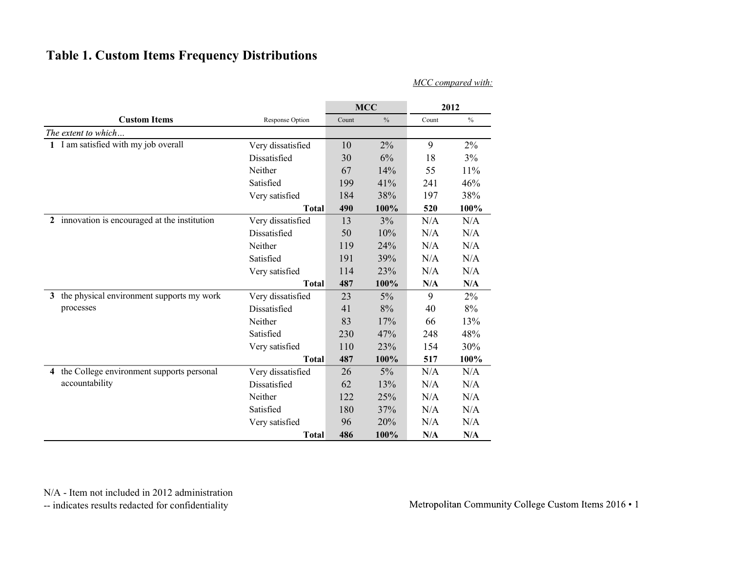# Table 1. Custom Items Frequency Distributions

*MCC compared with:*

| Custom Items | Response Option | MCC | | 2012 | |
|---|---|---|---|---|---|
| | | Count | % | Count | % |
| *The extent to which…* | | | | | |
| **1** I am satisfied with my job overall | Very dissatisfied | 10 | 2% | 9 | 2% |
| | Dissatisfied | 30 | 6% | 18 | 3% |
| | Neither | 67 | 14% | 55 | 11% |
| | Satisfied | 199 | 41% | 241 | 46% |
| | Very satisfied | 184 | 38% | 197 | 38% |
| | **Total** | **490** | **100%** | **520** | **100%** |
| **2** innovation is encouraged at the institution | Very dissatisfied | 13 | 3% | N/A | N/A |
| | Dissatisfied | 50 | 10% | N/A | N/A |
| | Neither | 119 | 24% | N/A | N/A |
| | Satisfied | 191 | 39% | N/A | N/A |
| | Very satisfied | 114 | 23% | N/A | N/A |
| | **Total** | **487** | **100%** | **N/A** | **N/A** |
| **3** the physical environment supports my work processes | Very dissatisfied | 23 | 5% | 9 | 2% |
| | Dissatisfied | 41 | 8% | 40 | 8% |
| | Neither | 83 | 17% | 66 | 13% |
| | Satisfied | 230 | 47% | 248 | 48% |
| | Very satisfied | 110 | 23% | 154 | 30% |
| | **Total** | **487** | **100%** | **517** | **100%** |
| **4** the College environment supports personal accountability | Very dissatisfied | 26 | 5% | N/A | N/A |
| | Dissatisfied | 62 | 13% | N/A | N/A |
| | Neither | 122 | 25% | N/A | N/A |
| | Satisfied | 180 | 37% | N/A | N/A |
| | Very satisfied | 96 | 20% | N/A | N/A |
| | **Total** | **486** | **100%** | **N/A** | **N/A** |

N/A - Item not included in 2012 administration
-- indicates results redacted for confidentiality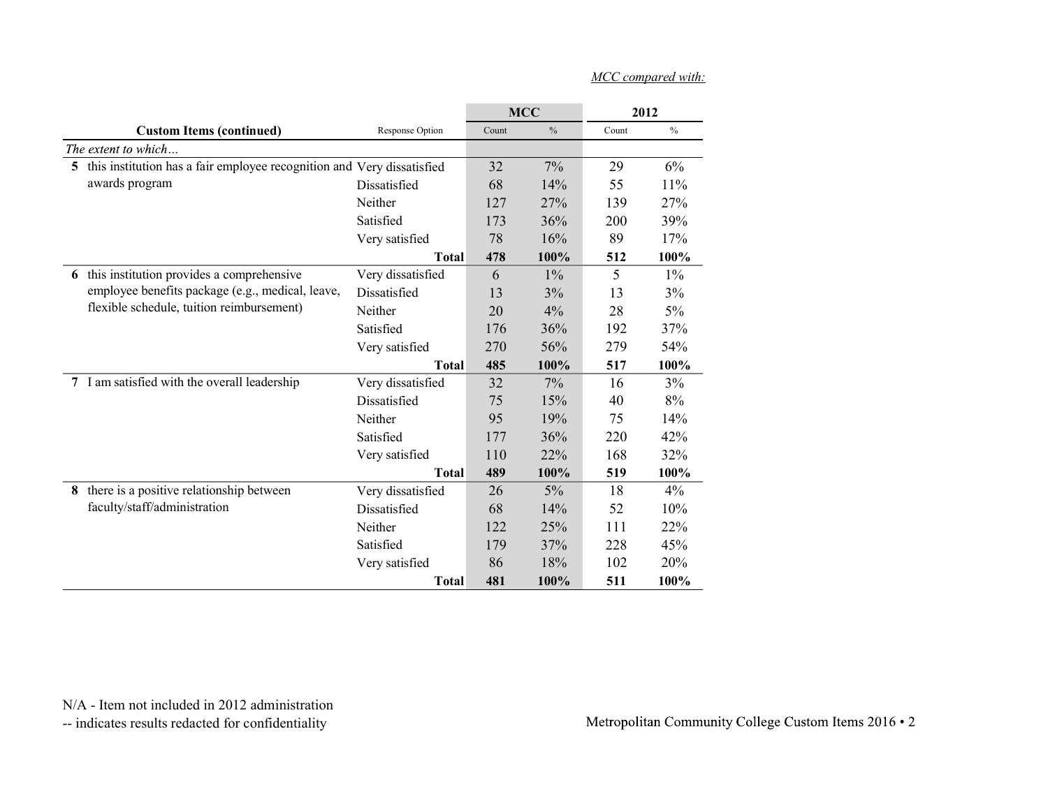*MCC compared with:*

| Custom Items (continued) | Response Option | MCC Count | MCC % | 2012 Count | 2012 % |
|---|---|---|---|---|---|
| *The extent to which…* | | | | | |
| **5** this institution has a fair employee recognition and awards program | Very dissatisfied | 32 | 7% | 29 | 6% |
| | Dissatisfied | 68 | 14% | 55 | 11% |
| | Neither | 127 | 27% | 139 | 27% |
| | Satisfied | 173 | 36% | 200 | 39% |
| | Very satisfied | 78 | 16% | 89 | 17% |
| | **Total** | **478** | **100%** | **512** | **100%** |
| **6** this institution provides a comprehensive employee benefits package (e.g., medical, leave, flexible schedule, tuition reimbursement) | Very dissatisfied | 6 | 1% | 5 | 1% |
| | Dissatisfied | 13 | 3% | 13 | 3% |
| | Neither | 20 | 4% | 28 | 5% |
| | Satisfied | 176 | 36% | 192 | 37% |
| | Very satisfied | 270 | 56% | 279 | 54% |
| | **Total** | **485** | **100%** | **517** | **100%** |
| **7** I am satisfied with the overall leadership | Very dissatisfied | 32 | 7% | 16 | 3% |
| | Dissatisfied | 75 | 15% | 40 | 8% |
| | Neither | 95 | 19% | 75 | 14% |
| | Satisfied | 177 | 36% | 220 | 42% |
| | Very satisfied | 110 | 22% | 168 | 32% |
| | **Total** | **489** | **100%** | **519** | **100%** |
| **8** there is a positive relationship between faculty/staff/administration | Very dissatisfied | 26 | 5% | 18 | 4% |
| | Dissatisfied | 68 | 14% | 52 | 10% |
| | Neither | 122 | 25% | 111 | 22% |
| | Satisfied | 179 | 37% | 228 | 45% |
| | Very satisfied | 86 | 18% | 102 | 20% |
| | **Total** | **481** | **100%** | **511** | **100%** |

N/A - Item not included in 2012 administration
-- indicates results redacted for confidentiality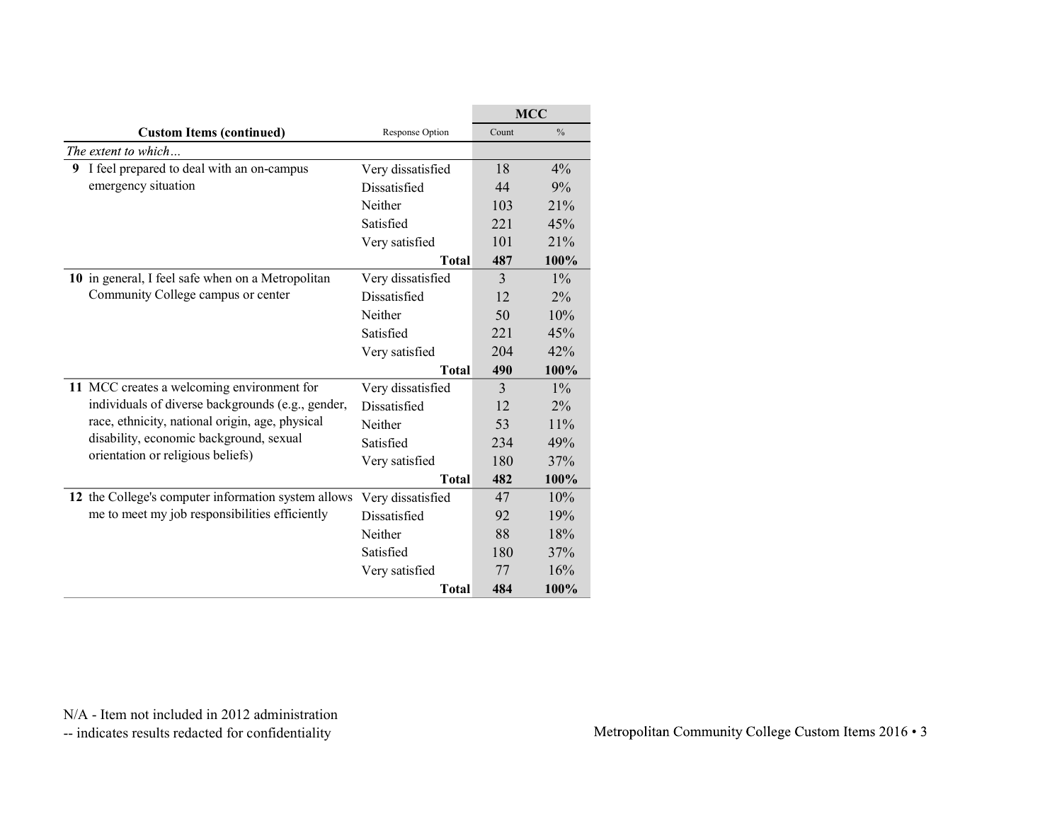| Custom Items (continued) | Response Option | MCC | |
|---|---|---|---|
| | | Count | % |
| *The extent to which…* | | | |
| **9** I feel prepared to deal with an on-campus emergency situation | Very dissatisfied | 18 | 4% |
| | Dissatisfied | 44 | 9% |
| | Neither | 103 | 21% |
| | Satisfied | 221 | 45% |
| | Very satisfied | 101 | 21% |
| | **Total** | **487** | **100%** |
| **10** in general, I feel safe when on a Metropolitan Community College campus or center | Very dissatisfied | 3 | 1% |
| | Dissatisfied | 12 | 2% |
| | Neither | 50 | 10% |
| | Satisfied | 221 | 45% |
| | Very satisfied | 204 | 42% |
| | **Total** | **490** | **100%** |
| **11** MCC creates a welcoming environment for individuals of diverse backgrounds (e.g., gender, race, ethnicity, national origin, age, physical disability, economic background, sexual orientation or religious beliefs) | Very dissatisfied | 3 | 1% |
| | Dissatisfied | 12 | 2% |
| | Neither | 53 | 11% |
| | Satisfied | 234 | 49% |
| | Very satisfied | 180 | 37% |
| | **Total** | **482** | **100%** |
| **12** the College's computer information system allows me to meet my job responsibilities efficiently | Very dissatisfied | 47 | 10% |
| | Dissatisfied | 92 | 19% |
| | Neither | 88 | 18% |
| | Satisfied | 180 | 37% |
| | Very satisfied | 77 | 16% |
| | **Total** | **484** | **100%** |

N/A - Item not included in 2012 administration
-- indicates results redacted for confidentiality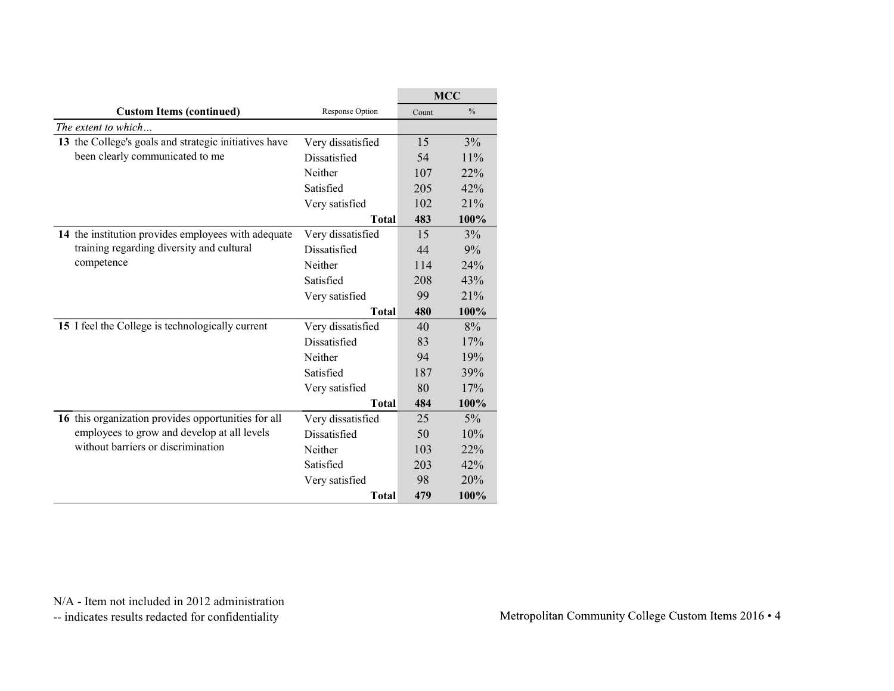| Custom Items (continued) | Response Option | MCC | |
|---|---|---|---|
| | | Count | % |
| *The extent to which…* | | | |
| **13** the College's goals and strategic initiatives have been clearly communicated to me | Very dissatisfied | 15 | 3% |
| | Dissatisfied | 54 | 11% |
| | Neither | 107 | 22% |
| | Satisfied | 205 | 42% |
| | Very satisfied | 102 | 21% |
| | **Total** | **483** | **100%** |
| **14** the institution provides employees with adequate training regarding diversity and cultural competence | Very dissatisfied | 15 | 3% |
| | Dissatisfied | 44 | 9% |
| | Neither | 114 | 24% |
| | Satisfied | 208 | 43% |
| | Very satisfied | 99 | 21% |
| | **Total** | **480** | **100%** |
| **15** I feel the College is technologically current | Very dissatisfied | 40 | 8% |
| | Dissatisfied | 83 | 17% |
| | Neither | 94 | 19% |
| | Satisfied | 187 | 39% |
| | Very satisfied | 80 | 17% |
| | **Total** | **484** | **100%** |
| **16** this organization provides opportunities for all employees to grow and develop at all levels without barriers or discrimination | Very dissatisfied | 25 | 5% |
| | Dissatisfied | 50 | 10% |
| | Neither | 103 | 22% |
| | Satisfied | 203 | 42% |
| | Very satisfied | 98 | 20% |
| | **Total** | **479** | **100%** |

N/A - Item not included in 2012 administration
-- indicates results redacted for confidentiality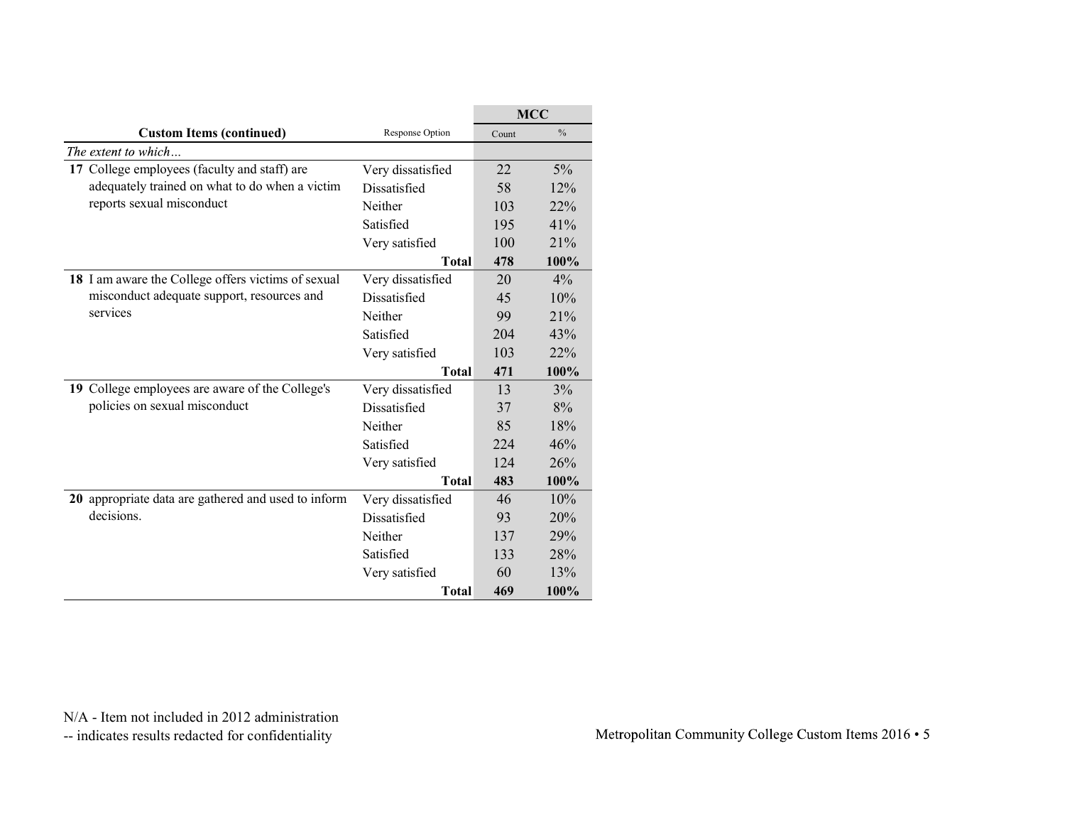| Custom Items (continued) | Response Option | MCC | |
|---|---|---|---|
| | | Count | % |
| *The extent to which…* | | | |
| **17** College employees (faculty and staff) are adequately trained on what to do when a victim reports sexual misconduct | Very dissatisfied | 22 | 5% |
| | Dissatisfied | 58 | 12% |
| | Neither | 103 | 22% |
| | Satisfied | 195 | 41% |
| | Very satisfied | 100 | 21% |
| | **Total** | **478** | **100%** |
| **18** I am aware the College offers victims of sexual misconduct adequate support, resources and services | Very dissatisfied | 20 | 4% |
| | Dissatisfied | 45 | 10% |
| | Neither | 99 | 21% |
| | Satisfied | 204 | 43% |
| | Very satisfied | 103 | 22% |
| | **Total** | **471** | **100%** |
| **19** College employees are aware of the College's policies on sexual misconduct | Very dissatisfied | 13 | 3% |
| | Dissatisfied | 37 | 8% |
| | Neither | 85 | 18% |
| | Satisfied | 224 | 46% |
| | Very satisfied | 124 | 26% |
| | **Total** | **483** | **100%** |
| **20** appropriate data are gathered and used to inform decisions. | Very dissatisfied | 46 | 10% |
| | Dissatisfied | 93 | 20% |
| | Neither | 137 | 29% |
| | Satisfied | 133 | 28% |
| | Very satisfied | 60 | 13% |
| | **Total** | **469** | **100%** |

N/A - Item not included in 2012 administration
-- indicates results redacted for confidentiality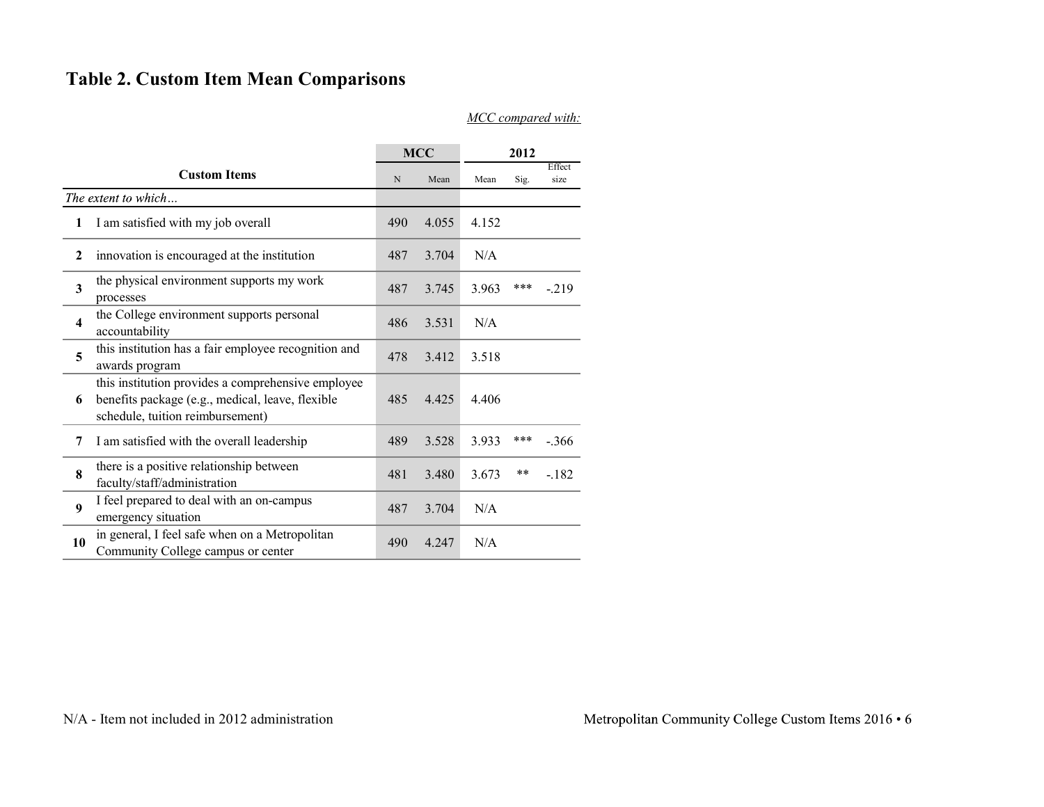## Table 2. Custom Item Mean Comparisons

*MCC compared with:*

| | Custom Items | MCC | | 2012 | | |
|---|---|---|---|---|---|---|
| | | N | Mean | Mean | Sig. | Effect size |
| | *The extent to which…* | | | | | |
| 1 | I am satisfied with my job overall | 490 | 4.055 | 4.152 | | |
| 2 | innovation is encouraged at the institution | 487 | 3.704 | N/A | | |
| 3 | the physical environment supports my work processes | 487 | 3.745 | 3.963 | *** | -.219 |
| 4 | the College environment supports personal accountability | 486 | 3.531 | N/A | | |
| 5 | this institution has a fair employee recognition and awards program | 478 | 3.412 | 3.518 | | |
| 6 | this institution provides a comprehensive employee benefits package (e.g., medical, leave, flexible schedule, tuition reimbursement) | 485 | 4.425 | 4.406 | | |
| 7 | I am satisfied with the overall leadership | 489 | 3.528 | 3.933 | *** | -.366 |
| 8 | there is a positive relationship between faculty/staff/administration | 481 | 3.480 | 3.673 | ** | -.182 |
| 9 | I feel prepared to deal with an on-campus emergency situation | 487 | 3.704 | N/A | | |
| 10 | in general, I feel safe when on a Metropolitan Community College campus or center | 490 | 4.247 | N/A | | |

N/A - Item not included in 2012 administration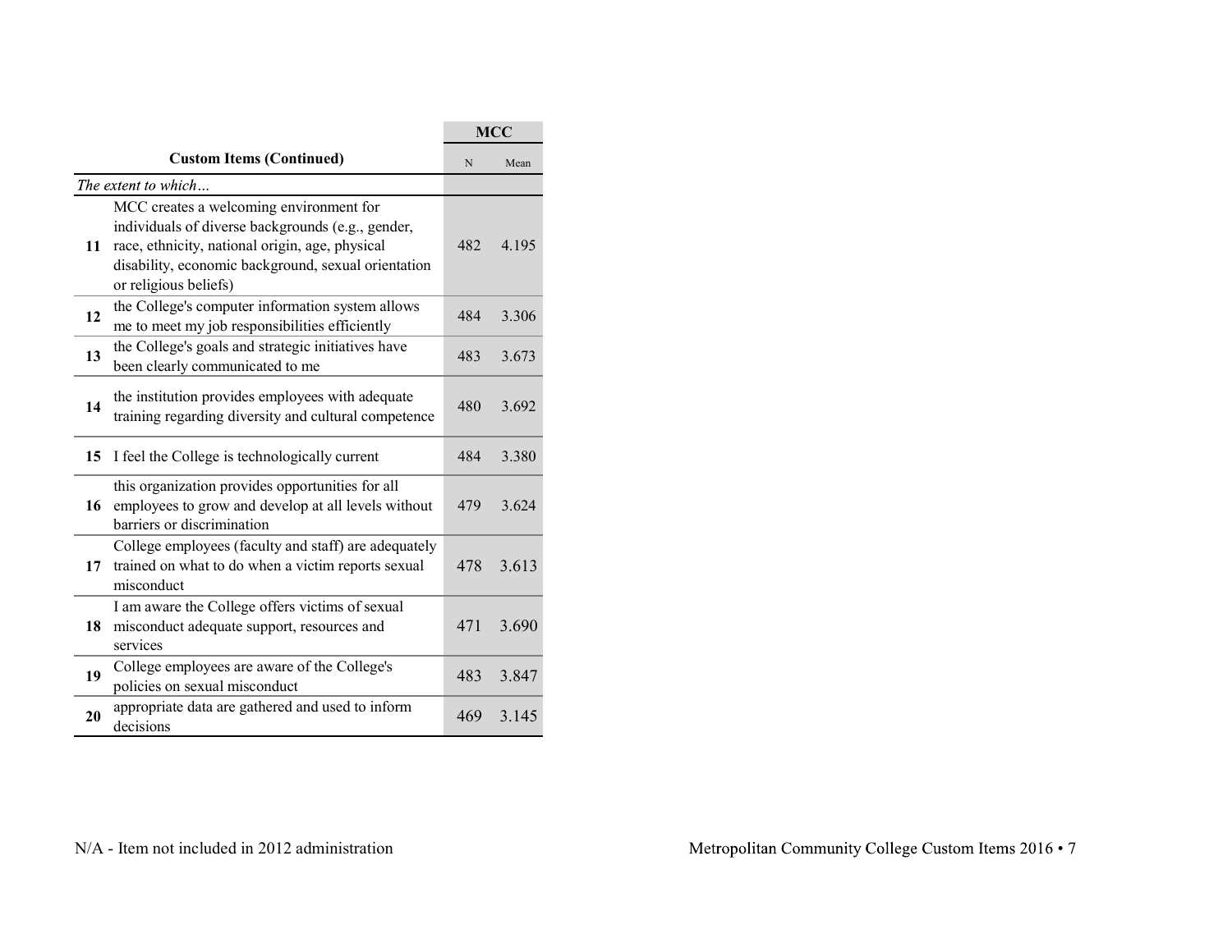| | Custom Items (Continued) | MCC | |
|---|---|---|---|
| | | N | Mean |
| | *The extent to which…* | | |
| **11** | MCC creates a welcoming environment for individuals of diverse backgrounds (e.g., gender, race, ethnicity, national origin, age, physical disability, economic background, sexual orientation or religious beliefs) | 482 | 4.195 |
| **12** | the College's computer information system allows me to meet my job responsibilities efficiently | 484 | 3.306 |
| **13** | the College's goals and strategic initiatives have been clearly communicated to me | 483 | 3.673 |
| **14** | the institution provides employees with adequate training regarding diversity and cultural competence | 480 | 3.692 |
| **15** | I feel the College is technologically current | 484 | 3.380 |
| **16** | this organization provides opportunities for all employees to grow and develop at all levels without barriers or discrimination | 479 | 3.624 |
| **17** | College employees (faculty and staff) are adequately trained on what to do when a victim reports sexual misconduct | 478 | 3.613 |
| **18** | I am aware the College offers victims of sexual misconduct adequate support, resources and services | 471 | 3.690 |
| **19** | College employees are aware of the College's policies on sexual misconduct | 483 | 3.847 |
| **20** | appropriate data are gathered and used to inform decisions | 469 | 3.145 |

N/A - Item not included in 2012 administration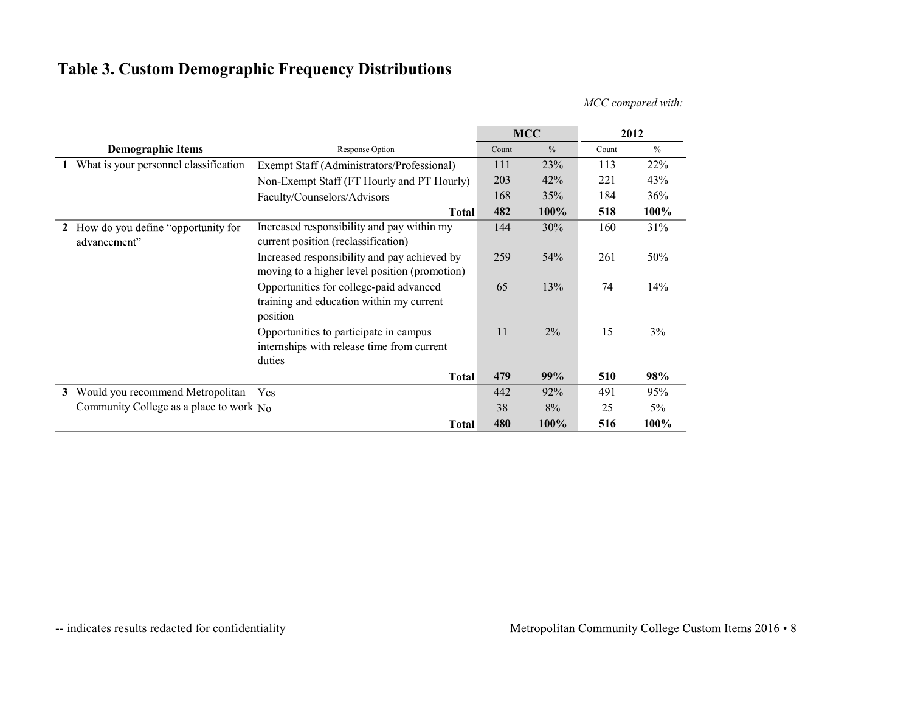## Table 3. Custom Demographic Frequency Distributions

*MCC compared with:*

| | Demographic Items | Response Option | MCC Count | MCC % | 2012 Count | 2012 % |
|---|---|---|---|---|---|---|
| **1** | What is your personnel classification | Exempt Staff (Administrators/Professional) | 111 | 23% | 113 | 22% |
| | | Non-Exempt Staff (FT Hourly and PT Hourly) | 203 | 42% | 221 | 43% |
| | | Faculty/Counselors/Advisors | 168 | 35% | 184 | 36% |
| | | **Total** | **482** | **100%** | **518** | **100%** |
| **2** | How do you define "opportunity for advancement" | Increased responsibility and pay within my current position (reclassification) | 144 | 30% | 160 | 31% |
| | | Increased responsibility and pay achieved by moving to a higher level position (promotion) | 259 | 54% | 261 | 50% |
| | | Opportunities for college-paid advanced training and education within my current position | 65 | 13% | 74 | 14% |
| | | Opportunities to participate in campus internships with release time from current duties | 11 | 2% | 15 | 3% |
| | | **Total** | **479** | **99%** | **510** | **98%** |
| **3** | Would you recommend Metropolitan Community College as a place to work | Yes | 442 | 92% | 491 | 95% |
| | | No | 38 | 8% | 25 | 5% |
| | | **Total** | **480** | **100%** | **516** | **100%** |

-- indicates results redacted for confidentiality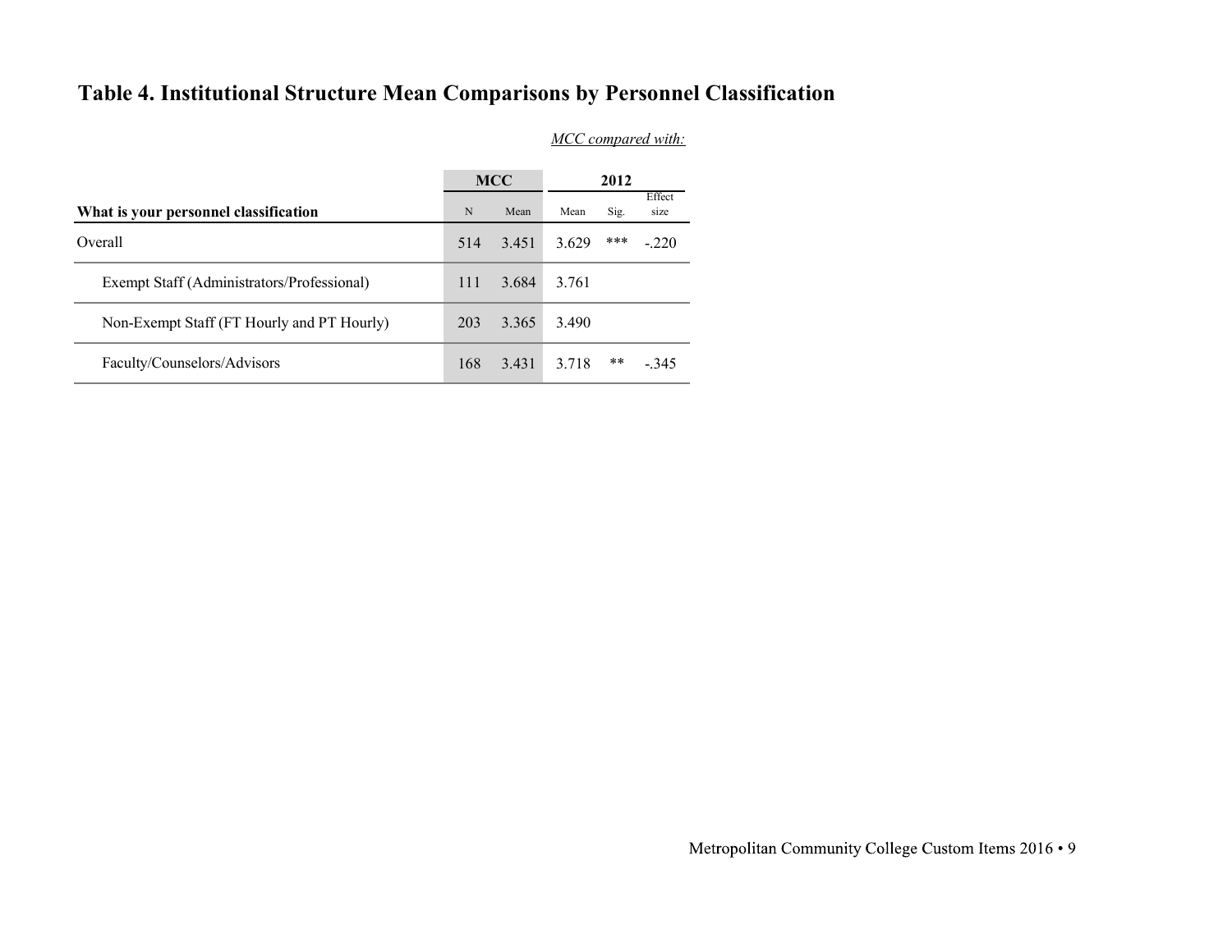## Table 4. Institutional Structure Mean Comparisons by Personnel Classification

*MCC compared with:*

| What is your personnel classification | MCC | | 2012 | | |
|---|---|---|---|---|---|
| | N | Mean | Mean | Sig. | Effect size |
| Overall | 514 | 3.451 | 3.629 | *** | -.220 |
| Exempt Staff (Administrators/Professional) | 111 | 3.684 | 3.761 | | |
| Non-Exempt Staff (FT Hourly and PT Hourly) | 203 | 3.365 | 3.490 | | |
| Faculty/Counselors/Advisors | 168 | 3.431 | 3.718 | ** | -.345 |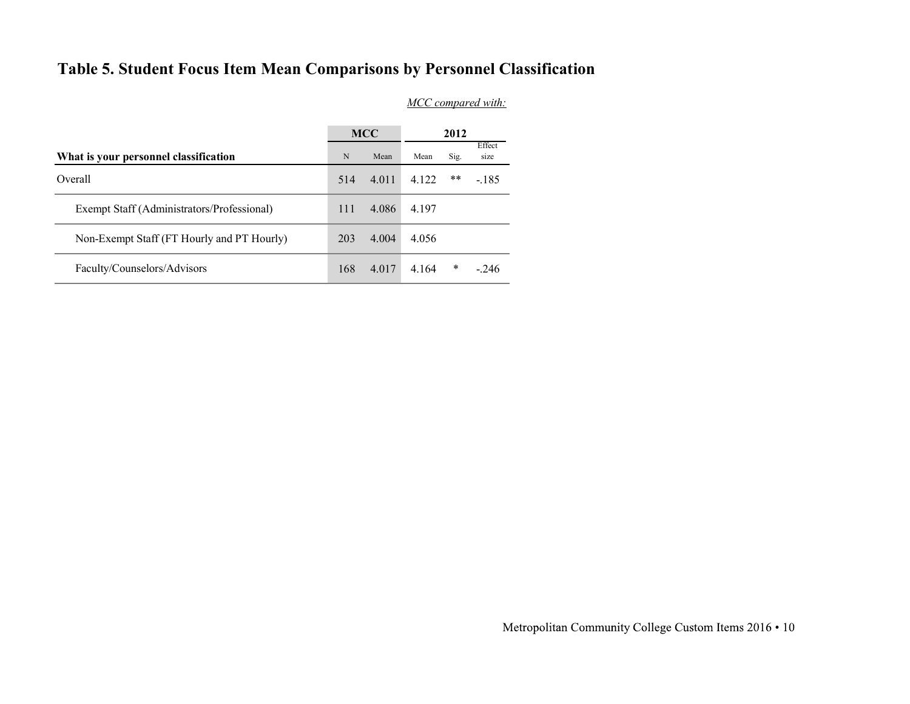## Table 5. Student Focus Item Mean Comparisons by Personnel Classification

*MCC compared with:*

| What is your personnel classification | MCC | | 2012 | | |
|---|---|---|---|---|---|
| | N | Mean | Mean | Sig. | Effect size |
| Overall | 514 | 4.011 | 4.122 | ** | -.185 |
| Exempt Staff (Administrators/Professional) | 111 | 4.086 | 4.197 | | |
| Non-Exempt Staff (FT Hourly and PT Hourly) | 203 | 4.004 | 4.056 | | |
| Faculty/Counselors/Advisors | 168 | 4.017 | 4.164 | * | -.246 |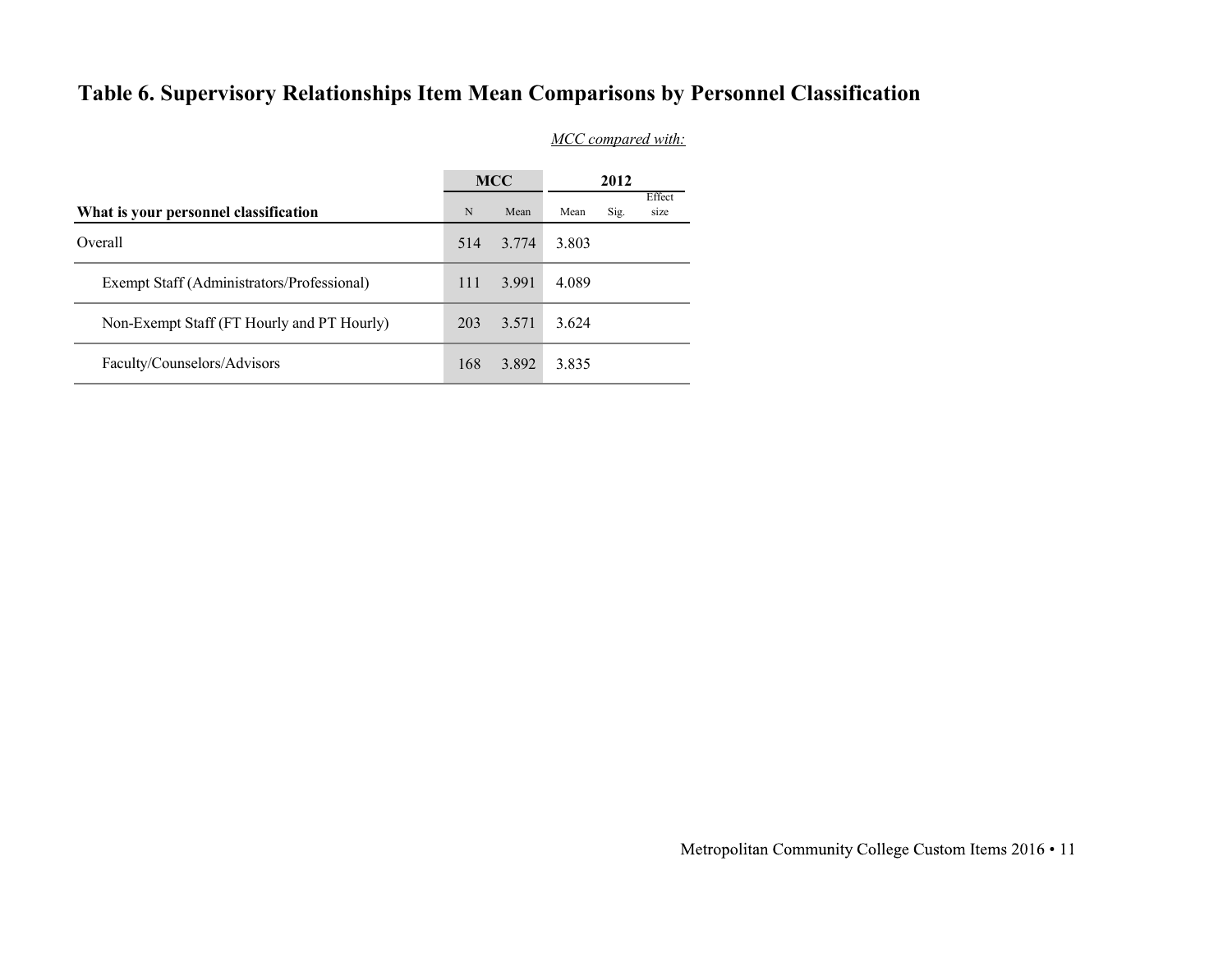# Table 6. Supervisory Relationships Item Mean Comparisons by Personnel Classification

| | MCC | | *MCC compared with:* 2012 | | |
|---|---|---|---|---|---|
| **What is your personnel classification** | N | Mean | Mean | Sig. | Effect size |
| Overall | 514 | 3.774 | 3.803 | | |
| Exempt Staff (Administrators/Professional) | 111 | 3.991 | 4.089 | | |
| Non-Exempt Staff (FT Hourly and PT Hourly) | 203 | 3.571 | 3.624 | | |
| Faculty/Counselors/Advisors | 168 | 3.892 | 3.835 | | |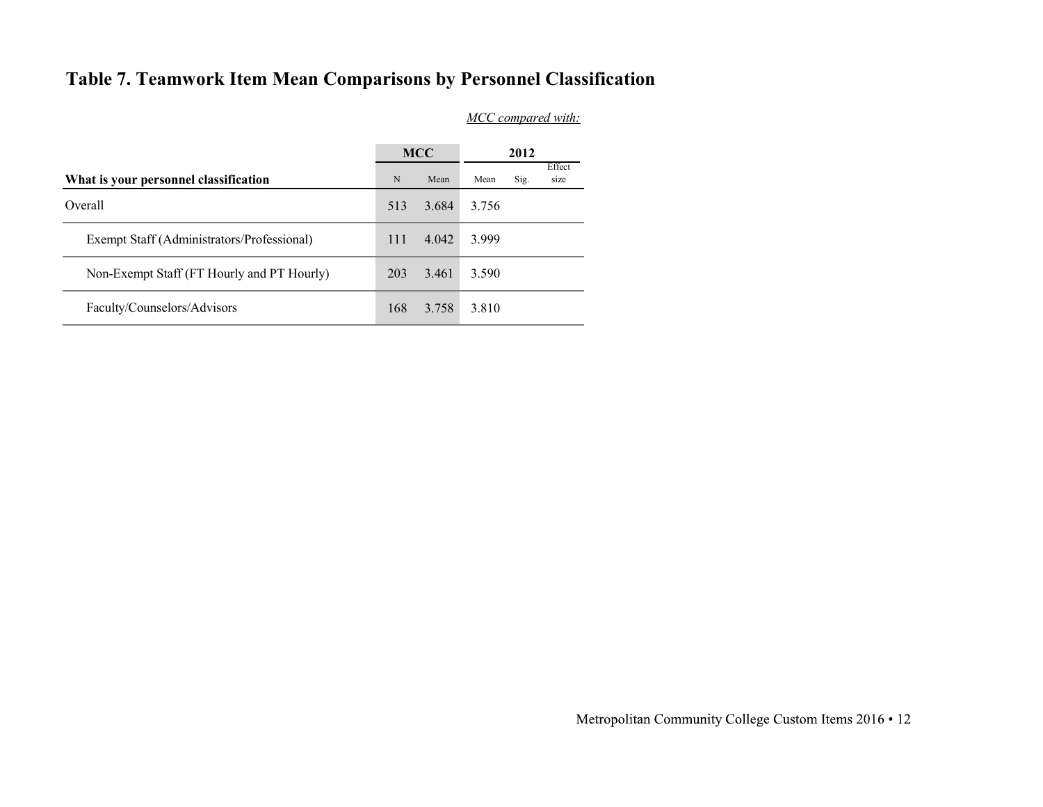## Table 7. Teamwork Item Mean Comparisons by Personnel Classification

*MCC compared with:*

| What is your personnel classification | MCC | | 2012 | | |
|---|---|---|---|---|---|
| | N | Mean | Mean | Sig. | Effect size |
| Overall | 513 | 3.684 | 3.756 | | |
| Exempt Staff (Administrators/Professional) | 111 | 4.042 | 3.999 | | |
| Non-Exempt Staff (FT Hourly and PT Hourly) | 203 | 3.461 | 3.590 | | |
| Faculty/Counselors/Advisors | 168 | 3.758 | 3.810 | | |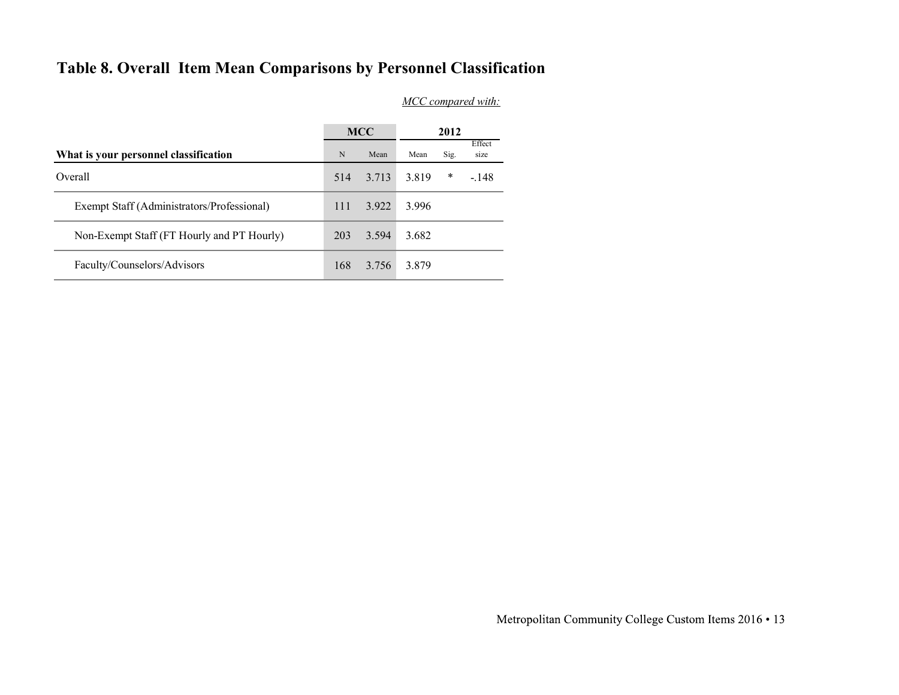## Table 8. Overall Item Mean Comparisons by Personnel Classification

*MCC compared with:*

| What is your personnel classification | MCC | | 2012 | | |
|---|---|---|---|---|---|
| | N | Mean | Mean | Sig. | Effect size |
| Overall | 514 | 3.713 | 3.819 | * | -.148 |
| Exempt Staff (Administrators/Professional) | 111 | 3.922 | 3.996 | | |
| Non-Exempt Staff (FT Hourly and PT Hourly) | 203 | 3.594 | 3.682 | | |
| Faculty/Counselors/Advisors | 168 | 3.756 | 3.879 | | |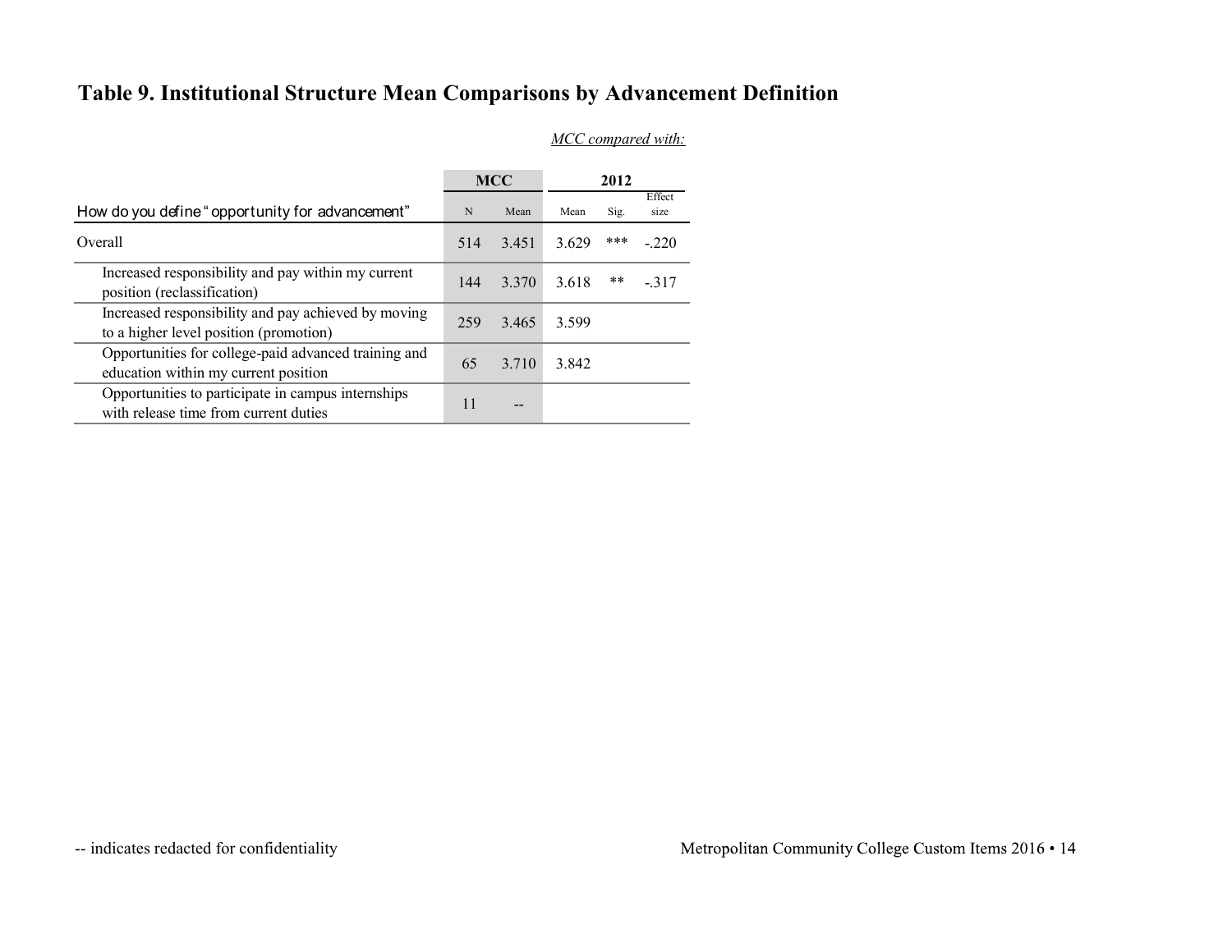## Table 9. Institutional Structure Mean Comparisons by Advancement Definition

*MCC compared with:*

| How do you define "opportunity for advancement" | MCC | | 2012 | | |
|---|---|---|---|---|---|
| | N | Mean | Mean | Sig. | Effect size |
| Overall | 514 | 3.451 | 3.629 | *** | -.220 |
| Increased responsibility and pay within my current position (reclassification) | 144 | 3.370 | 3.618 | ** | -.317 |
| Increased responsibility and pay achieved by moving to a higher level position (promotion) | 259 | 3.465 | 3.599 | | |
| Opportunities for college-paid advanced training and education within my current position | 65 | 3.710 | 3.842 | | |
| Opportunities to participate in campus internships with release time from current duties | 11 | -- | | | |

-- indicates redacted for confidentiality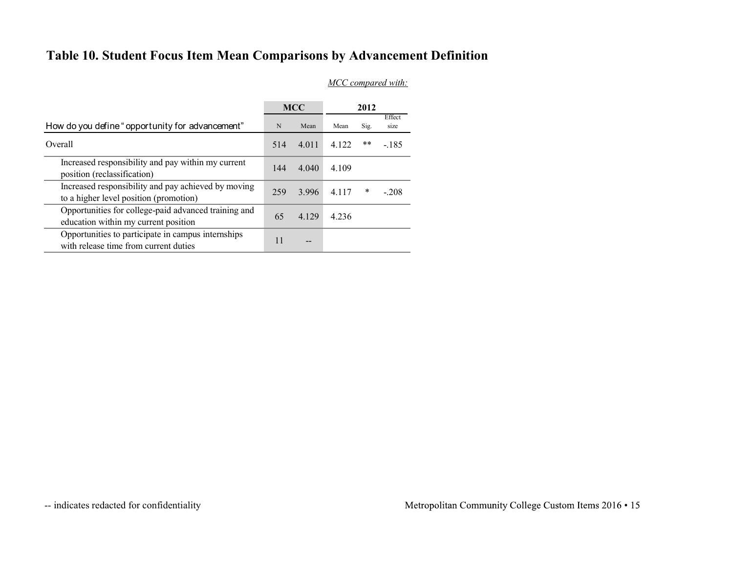## Table 10. Student Focus Item Mean Comparisons by Advancement Definition

| | MCC | | *MCC compared with:* 2012 | | |
|---|---|---|---|---|---|
| How do you define "opportunity for advancement" | N | Mean | Mean | Sig. | Effect size |
| Overall | 514 | 4.011 | 4.122 | ** | -.185 |
| Increased responsibility and pay within my current position (reclassification) | 144 | 4.040 | 4.109 | | |
| Increased responsibility and pay achieved by moving to a higher level position (promotion) | 259 | 3.996 | 4.117 | * | -.208 |
| Opportunities for college-paid advanced training and education within my current position | 65 | 4.129 | 4.236 | | |
| Opportunities to participate in campus internships with release time from current duties | 11 | -- | | | |

-- indicates redacted for confidentiality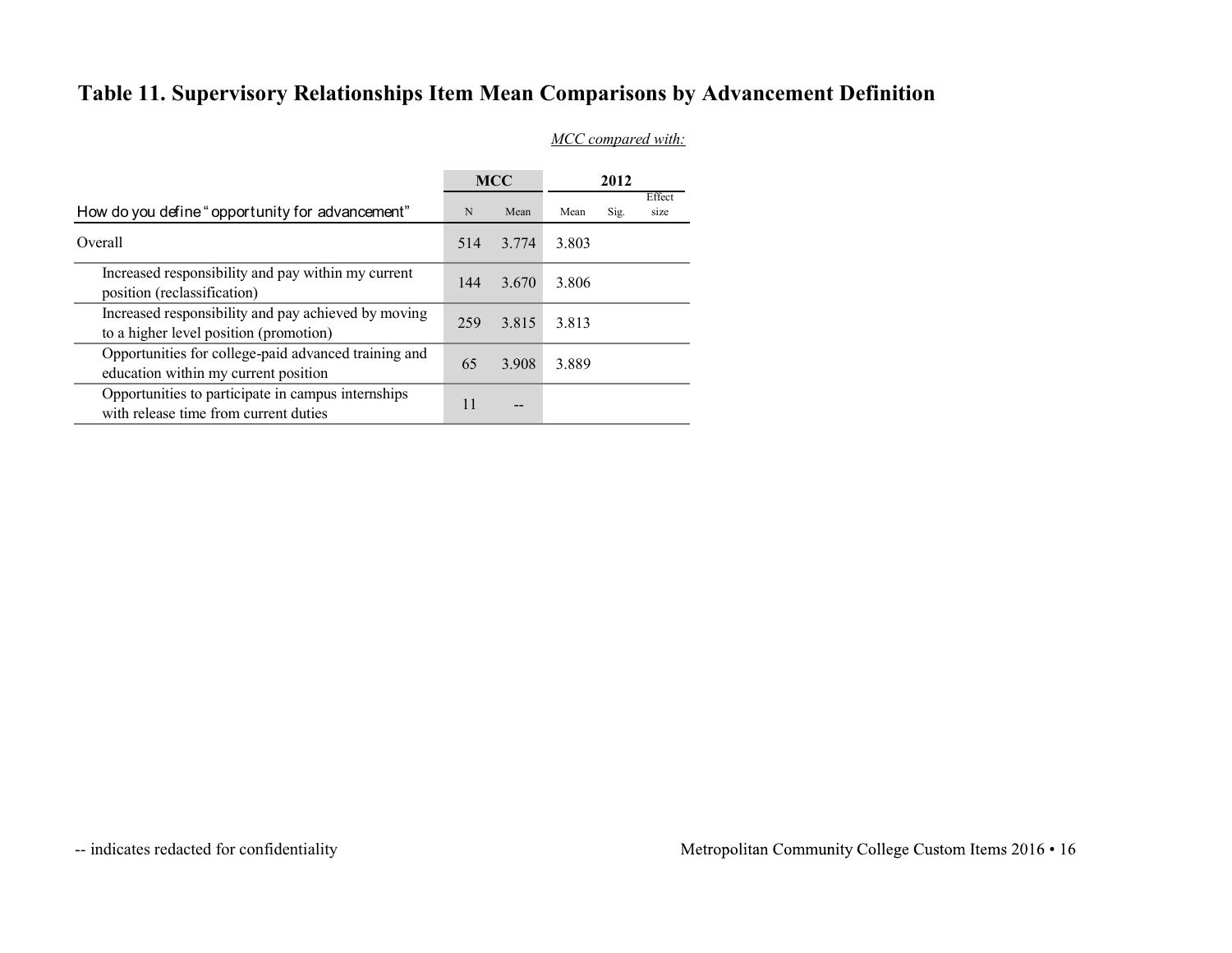# Table 11. Supervisory Relationships Item Mean Comparisons by Advancement Definition

*MCC compared with:*

| | MCC | | 2012 | | |
|---|---|---|---|---|---|
| How do you define "opportunity for advancement" | N | Mean | Mean | Sig. | Effect size |
| Overall | 514 | 3.774 | 3.803 | | |
| Increased responsibility and pay within my current position (reclassification) | 144 | 3.670 | 3.806 | | |
| Increased responsibility and pay achieved by moving to a higher level position (promotion) | 259 | 3.815 | 3.813 | | |
| Opportunities for college-paid advanced training and education within my current position | 65 | 3.908 | 3.889 | | |
| Opportunities to participate in campus internships with release time from current duties | 11 | -- | | | |

-- indicates redacted for confidentiality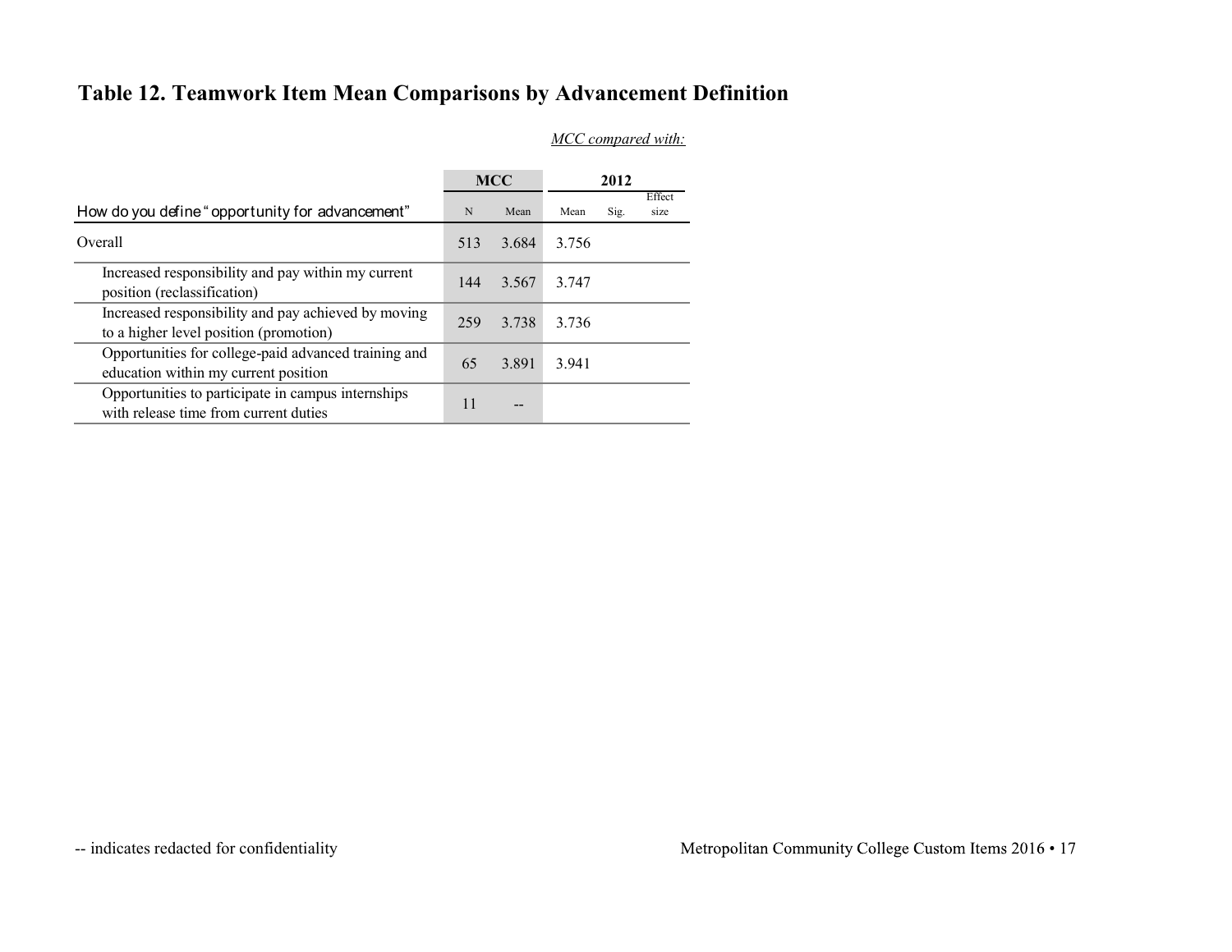# Table 12. Teamwork Item Mean Comparisons by Advancement Definition

*MCC compared with:*

| | MCC | | 2012 | | |
|---|---|---|---|---|---|
| How do you define "opportunity for advancement" | N | Mean | Mean | Sig. | Effect size |
| Overall | 513 | 3.684 | 3.756 | | |
| Increased responsibility and pay within my current position (reclassification) | 144 | 3.567 | 3.747 | | |
| Increased responsibility and pay achieved by moving to a higher level position (promotion) | 259 | 3.738 | 3.736 | | |
| Opportunities for college-paid advanced training and education within my current position | 65 | 3.891 | 3.941 | | |
| Opportunities to participate in campus internships with release time from current duties | 11 | -- | | | |

-- indicates redacted for confidentiality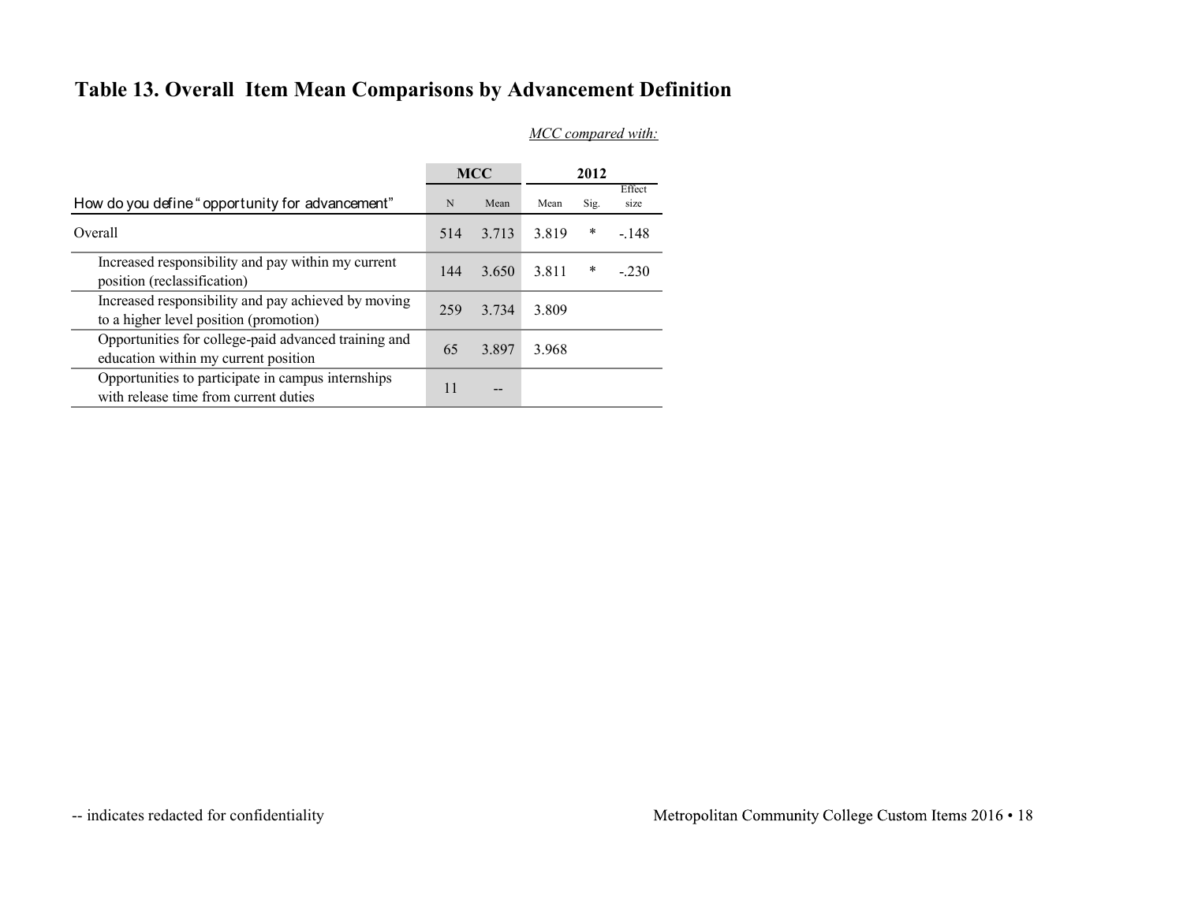## Table 13. Overall Item Mean Comparisons by Advancement Definition

*MCC compared with:*

| How do you define "opportunity for advancement" | MCC | | 2012 | | |
|---|---|---|---|---|---|
| | N | Mean | Mean | Sig. | Effect size |
| Overall | 514 | 3.713 | 3.819 | * | -.148 |
| Increased responsibility and pay within my current position (reclassification) | 144 | 3.650 | 3.811 | * | -.230 |
| Increased responsibility and pay achieved by moving to a higher level position (promotion) | 259 | 3.734 | 3.809 | | |
| Opportunities for college-paid advanced training and education within my current position | 65 | 3.897 | 3.968 | | |
| Opportunities to participate in campus internships with release time from current duties | 11 | -- | | | |

-- indicates redacted for confidentiality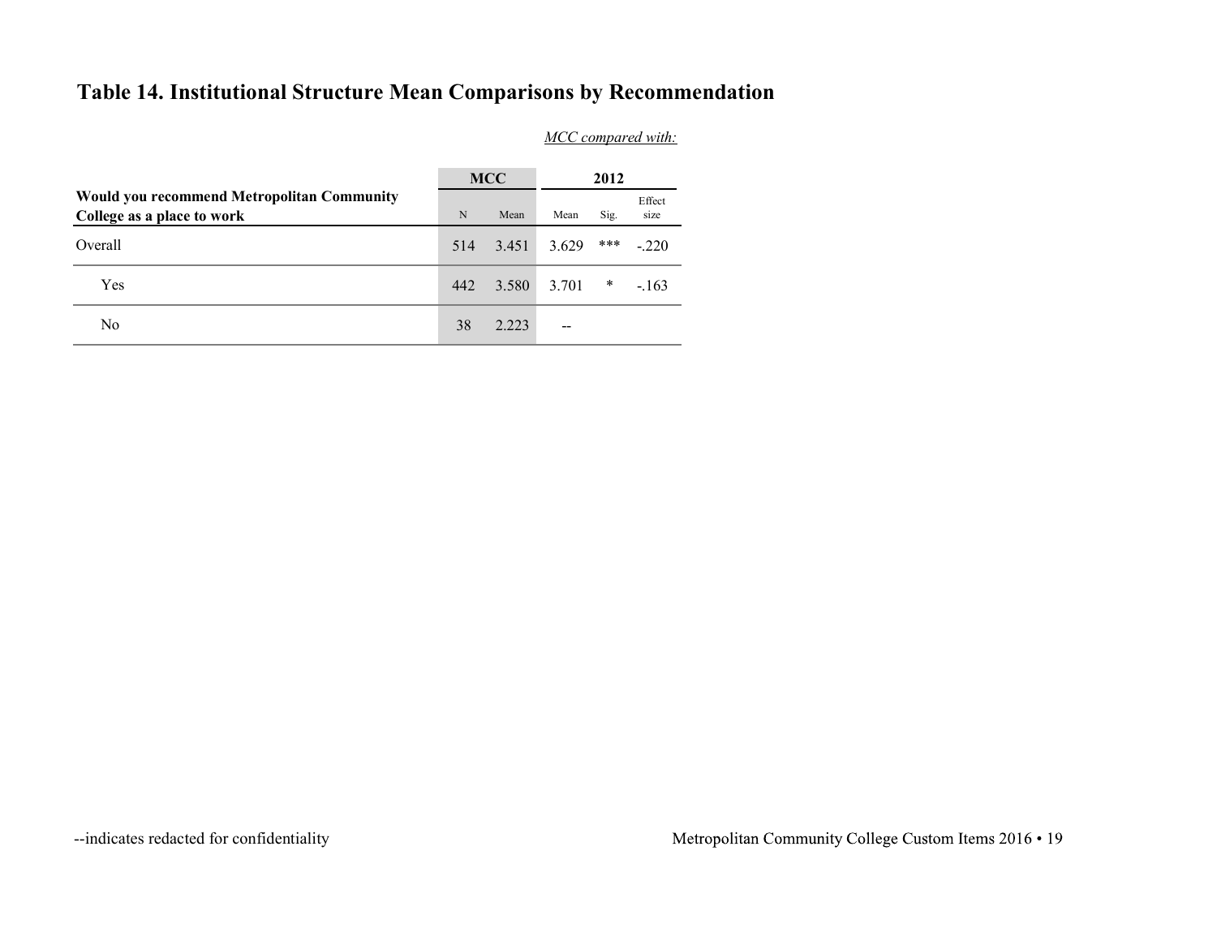# Table 14. Institutional Structure Mean Comparisons by Recommendation

*MCC compared with:*

| Would you recommend Metropolitan Community College as a place to work | MCC | | 2012 | | |
|---|---|---|---|---|---|
| | N | Mean | Mean | Sig. | Effect size |
| Overall | 514 | 3.451 | 3.629 | *** | -.220 |
| Yes | 442 | 3.580 | 3.701 | * | -.163 |
| No | 38 | 2.223 | -- | | |

--indicates redacted for confidentiality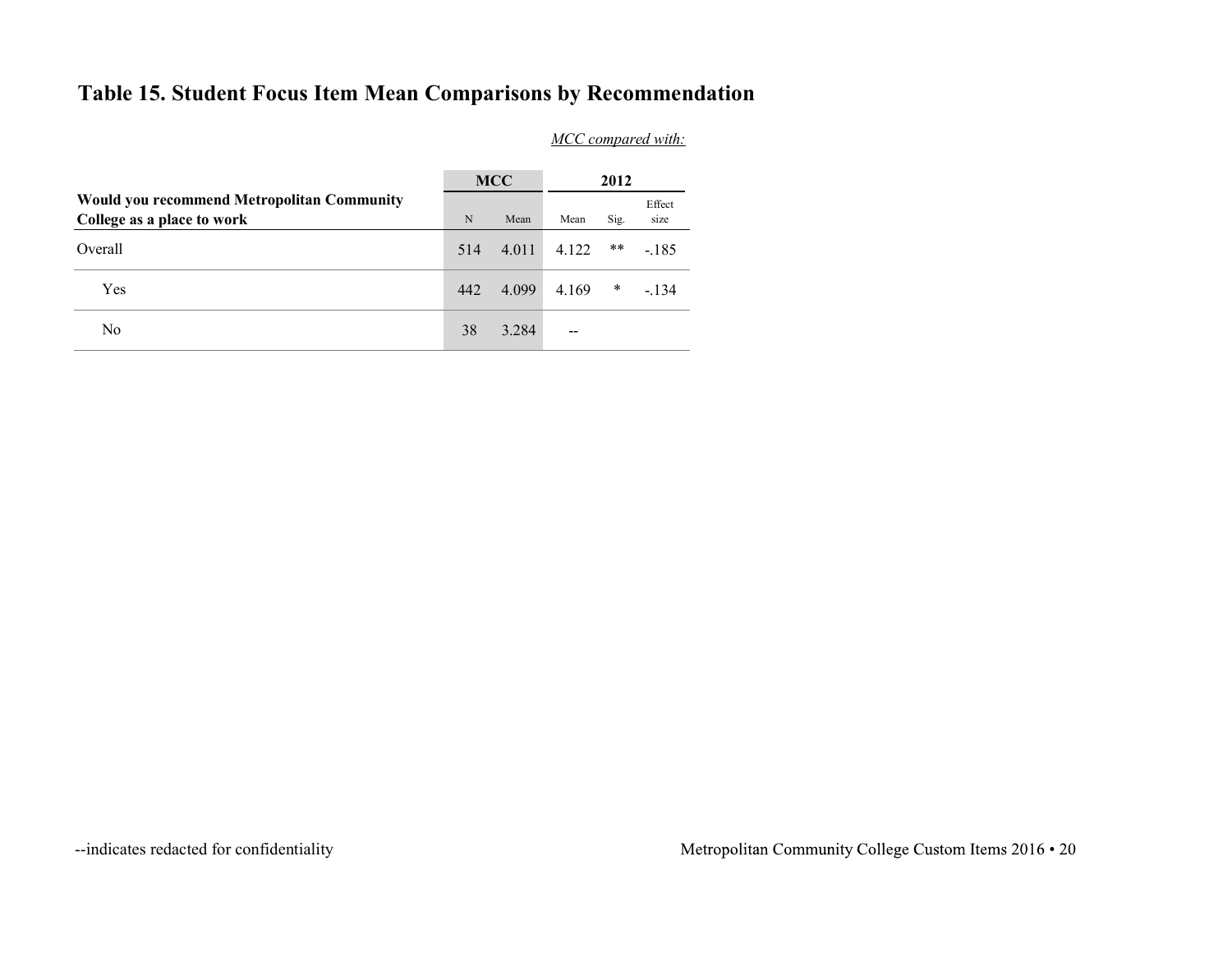# Table 15. Student Focus Item Mean Comparisons by Recommendation

*MCC compared with:*

| Would you recommend Metropolitan Community College as a place to work | MCC | | 2012 | | |
|---|---|---|---|---|---|
| | N | Mean | Mean | Sig. | Effect size |
| Overall | 514 | 4.011 | 4.122 | ** | -.185 |
| Yes | 442 | 4.099 | 4.169 | * | -.134 |
| No | 38 | 3.284 | -- | | |

--indicates redacted for confidentiality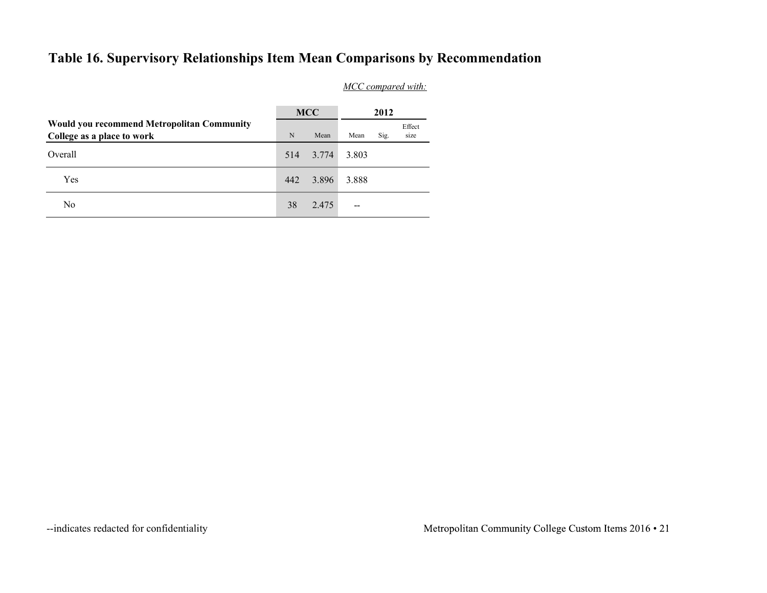## Table 16. Supervisory Relationships Item Mean Comparisons by Recommendation

*MCC compared with:*

| Would you recommend Metropolitan Community College as a place to work | MCC | | 2012 | | |
|---|---|---|---|---|---|
| | N | Mean | Mean | Sig. | Effect size |
| Overall | 514 | 3.774 | 3.803 | | |
| Yes | 442 | 3.896 | 3.888 | | |
| No | 38 | 2.475 | -- | | |

--indicates redacted for confidentiality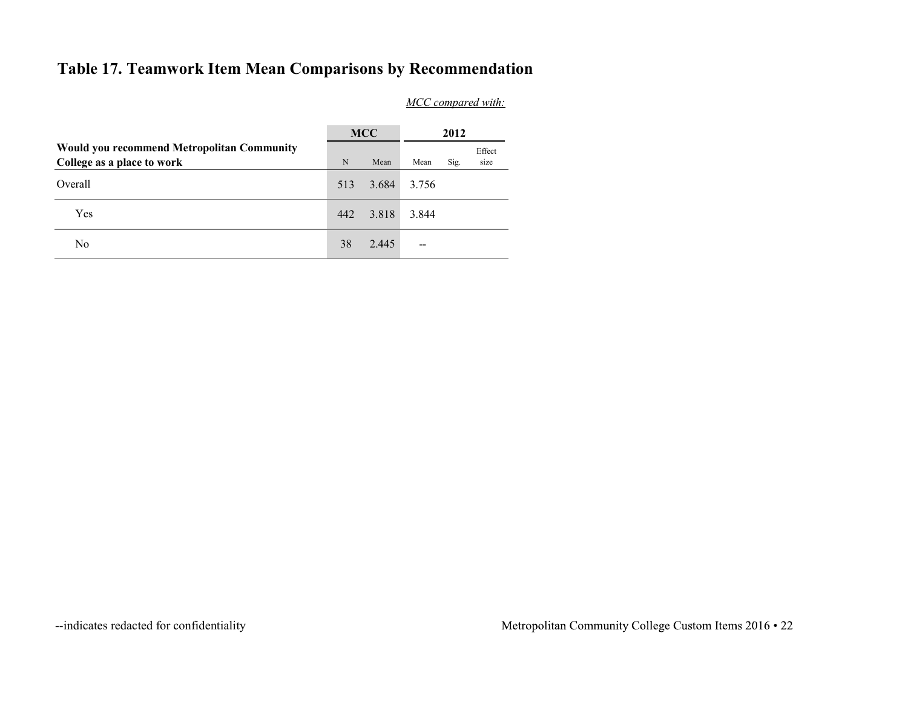## Table 17. Teamwork Item Mean Comparisons by Recommendation

*MCC compared with:*

| Would you recommend Metropolitan Community College as a place to work | MCC | | 2012 | | |
|---|---|---|---|---|---|
| | N | Mean | Mean | Sig. | Effect size |
| Overall | 513 | 3.684 | 3.756 | | |
| Yes | 442 | 3.818 | 3.844 | | |
| No | 38 | 2.445 | -- | | |

--indicates redacted for confidentiality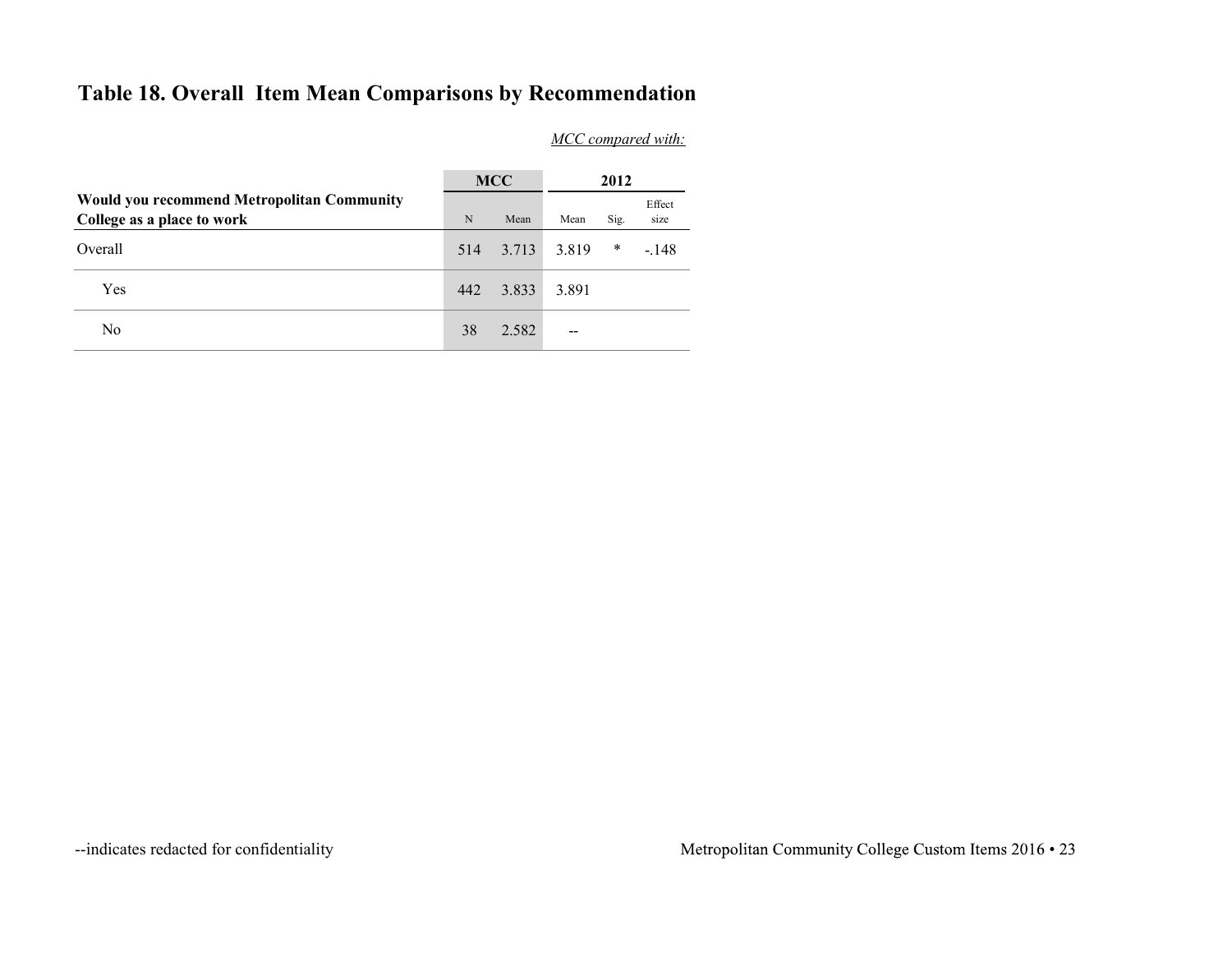## Table 18. Overall Item Mean Comparisons by Recommendation

*MCC compared with:*

| Would you recommend Metropolitan Community College as a place to work | MCC | | 2012 | | |
|---|---|---|---|---|---|
| | N | Mean | Mean | Sig. | Effect size |
| Overall | 514 | 3.713 | 3.819 | * | -.148 |
| Yes | 442 | 3.833 | 3.891 | | |
| No | 38 | 2.582 | -- | | |

--indicates redacted for confidentiality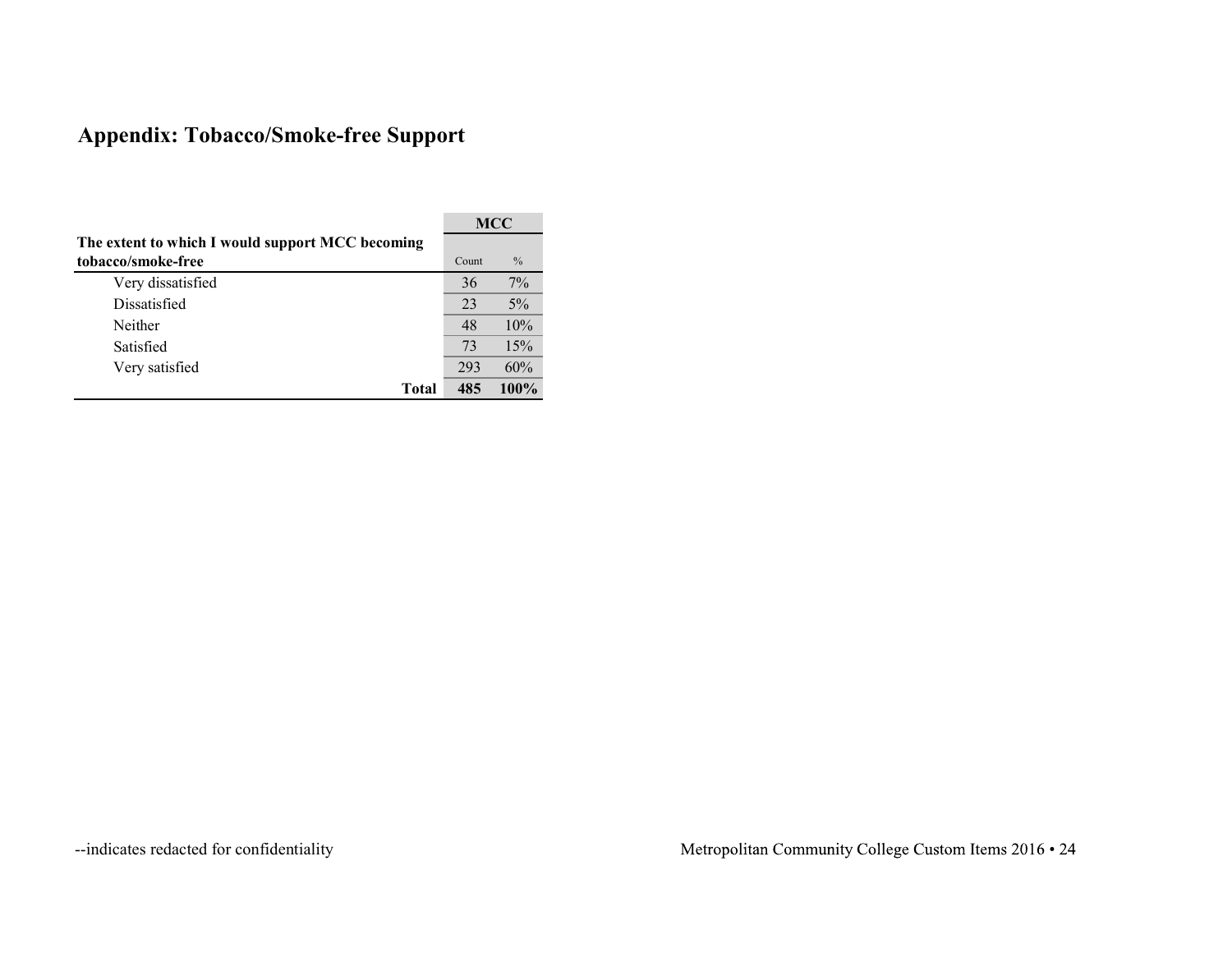## Appendix: Tobacco/Smoke-free Support

| | MCC | |
|---|---|---|
| **The extent to which I would support MCC becoming tobacco/smoke-free** | Count | % |
| Very dissatisfied | 36 | 7% |
| Dissatisfied | 23 | 5% |
| Neither | 48 | 10% |
| Satisfied | 73 | 15% |
| Very satisfied | 293 | 60% |
| **Total** | **485** | **100%** |

--indicates redacted for confidentiality